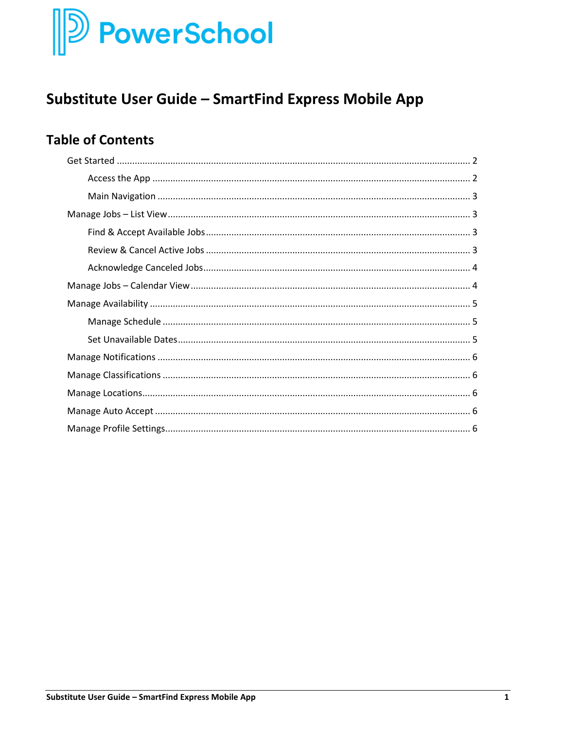PowerSchool

# Substitute User Guide – SmartFind Express Mobile App

## Table of Contents

- Get Started ... 2
  - Access the App ... 2
  - Main Navigation ... 3
- Manage Jobs – List View ... 3
  - Find & Accept Available Jobs ... 3
  - Review & Cancel Active Jobs ... 3
  - Acknowledge Canceled Jobs ... 4
- Manage Jobs – Calendar View ... 4
- Manage Availability ... 5
  - Manage Schedule ... 5
  - Set Unavailable Dates ... 5
- Manage Notifications ... 6
- Manage Classifications ... 6
- Manage Locations ... 6
- Manage Auto Accept ... 6
- Manage Profile Settings ... 6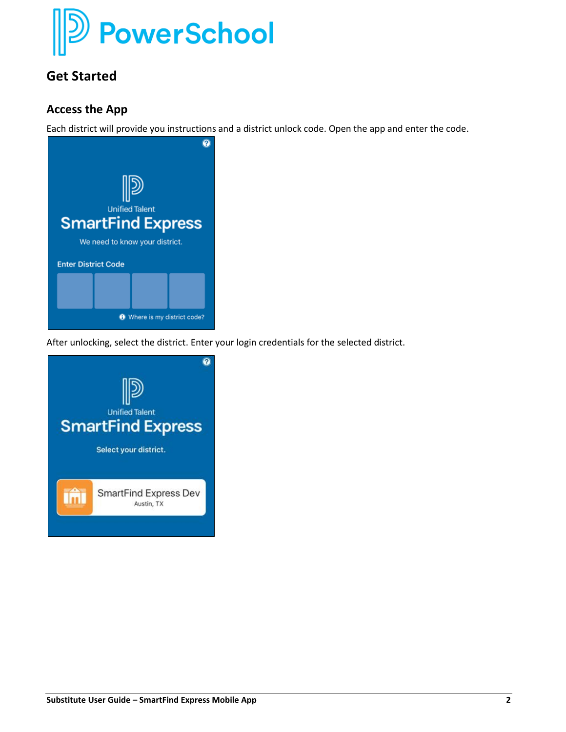## Get Started

### Access the App

Each district will provide you instructions and a district unlock code. Open the app and enter the code.

After unlocking, select the district. Enter your login credentials for the selected district.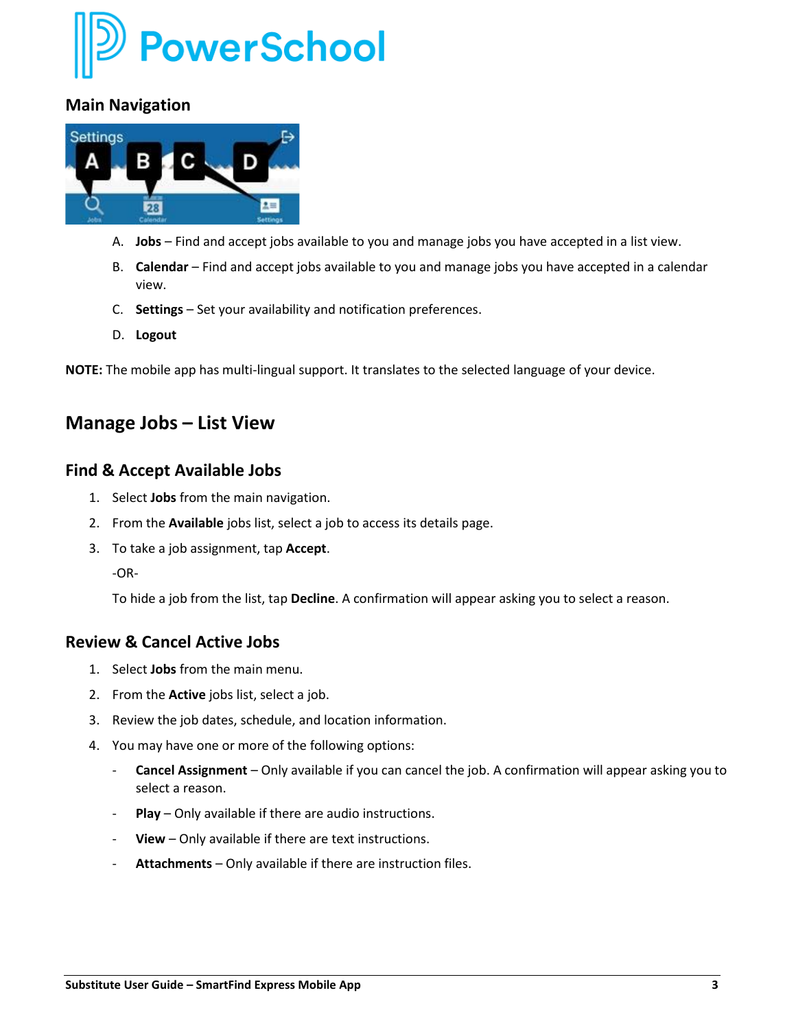## Main Navigation

A. **Jobs** – Find and accept jobs available to you and manage jobs you have accepted in a list view.

B. **Calendar** – Find and accept jobs available to you and manage jobs you have accepted in a calendar view.

C. **Settings** – Set your availability and notification preferences.

D. **Logout**

**NOTE:** The mobile app has multi-lingual support. It translates to the selected language of your device.

# Manage Jobs – List View

## Find & Accept Available Jobs

1. Select **Jobs** from the main navigation.
2. From the **Available** jobs list, select a job to access its details page.
3. To take a job assignment, tap **Accept**.

   -OR-

   To hide a job from the list, tap **Decline**. A confirmation will appear asking you to select a reason.

## Review & Cancel Active Jobs

1. Select **Jobs** from the main menu.
2. From the **Active** jobs list, select a job.
3. Review the job dates, schedule, and location information.
4. You may have one or more of the following options:
   - **Cancel Assignment** – Only available if you can cancel the job. A confirmation will appear asking you to select a reason.
   - **Play** – Only available if there are audio instructions.
   - **View** – Only available if there are text instructions.
   - **Attachments** – Only available if there are instruction files.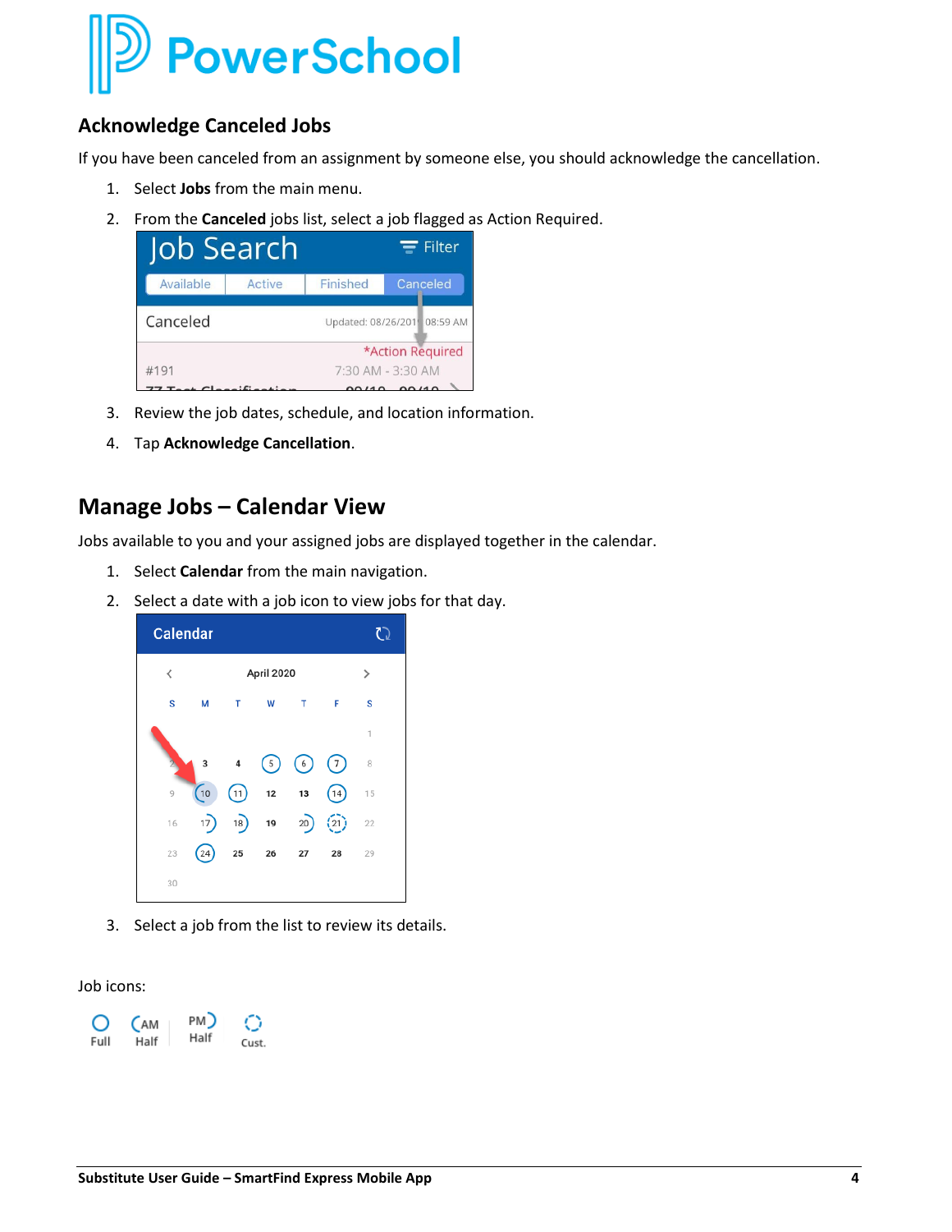## Acknowledge Canceled Jobs

If you have been canceled from an assignment by someone else, you should acknowledge the cancellation.

1. Select **Jobs** from the main menu.
2. From the **Canceled** jobs list, select a job flagged as Action Required.
3. Review the job dates, schedule, and location information.
4. Tap **Acknowledge Cancellation**.

## Manage Jobs – Calendar View

Jobs available to you and your assigned jobs are displayed together in the calendar.

1. Select **Calendar** from the main navigation.
2. Select a date with a job icon to view jobs for that day.
3. Select a job from the list to review its details.

Job icons:

Full | AM Half | PM Half | Cust.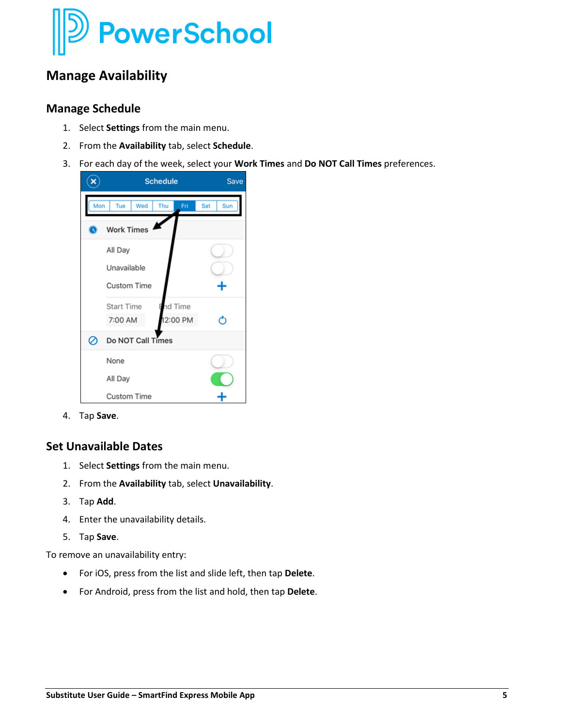# Manage Availability

## Manage Schedule

1. Select **Settings** from the main menu.
2. From the **Availability** tab, select **Schedule**.
3. For each day of the week, select your **Work Times** and **Do NOT Call Times** preferences.
4. Tap **Save**.

## Set Unavailable Dates

1. Select **Settings** from the main menu.
2. From the **Availability** tab, select **Unavailability**.
3. Tap **Add**.
4. Enter the unavailability details.
5. Tap **Save**.

To remove an unavailability entry:

- For iOS, press from the list and slide left, then tap **Delete**.
- For Android, press from the list and hold, then tap **Delete**.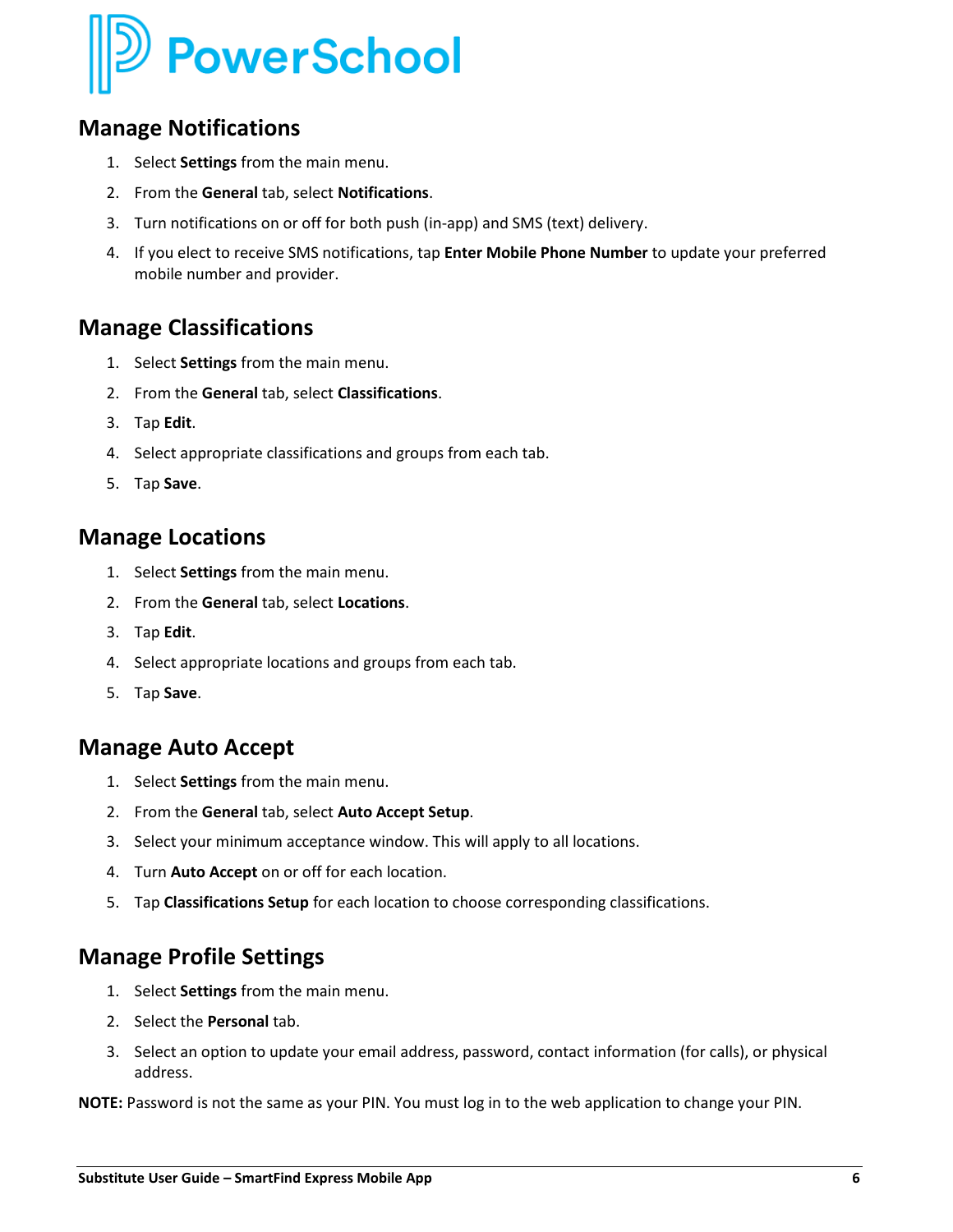## Manage Notifications

1. Select **Settings** from the main menu.
2. From the **General** tab, select **Notifications**.
3. Turn notifications on or off for both push (in-app) and SMS (text) delivery.
4. If you elect to receive SMS notifications, tap **Enter Mobile Phone Number** to update your preferred mobile number and provider.

## Manage Classifications

1. Select **Settings** from the main menu.
2. From the **General** tab, select **Classifications**.
3. Tap **Edit**.
4. Select appropriate classifications and groups from each tab.
5. Tap **Save**.

## Manage Locations

1. Select **Settings** from the main menu.
2. From the **General** tab, select **Locations**.
3. Tap **Edit**.
4. Select appropriate locations and groups from each tab.
5. Tap **Save**.

## Manage Auto Accept

1. Select **Settings** from the main menu.
2. From the **General** tab, select **Auto Accept Setup**.
3. Select your minimum acceptance window. This will apply to all locations.
4. Turn **Auto Accept** on or off for each location.
5. Tap **Classifications Setup** for each location to choose corresponding classifications.

## Manage Profile Settings

1. Select **Settings** from the main menu.
2. Select the **Personal** tab.
3. Select an option to update your email address, password, contact information (for calls), or physical address.

**NOTE:** Password is not the same as your PIN. You must log in to the web application to change your PIN.